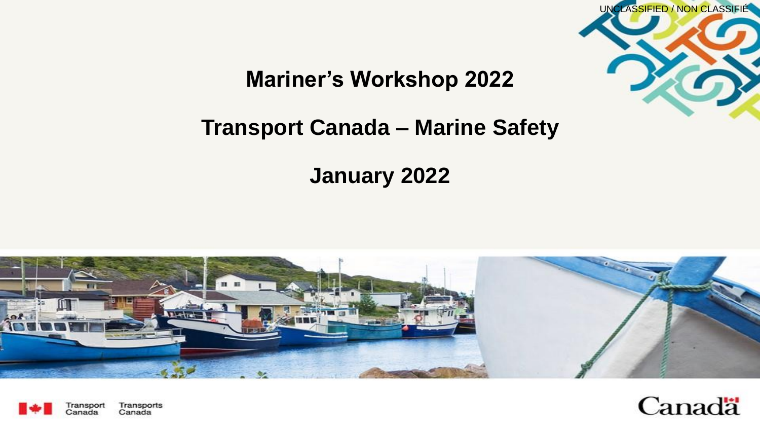UNCLASSIFIED / NON CLASSIFIÉ

# Mariner's Workshop 2022

## Transport Canada – Marine Safety

## January 2022

Transport Canada Transports Canada

Canada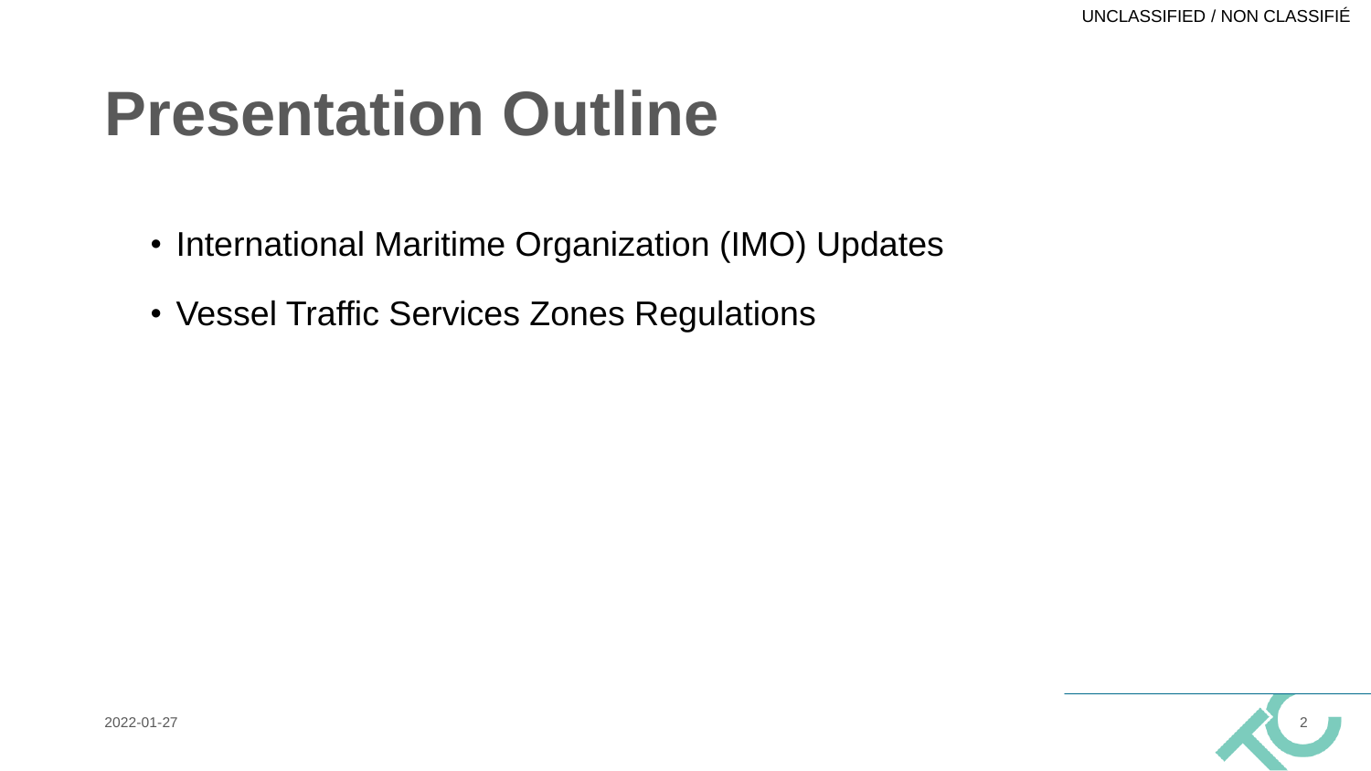# Presentation Outline

- International Maritime Organization (IMO) Updates
- Vessel Traffic Services Zones Regulations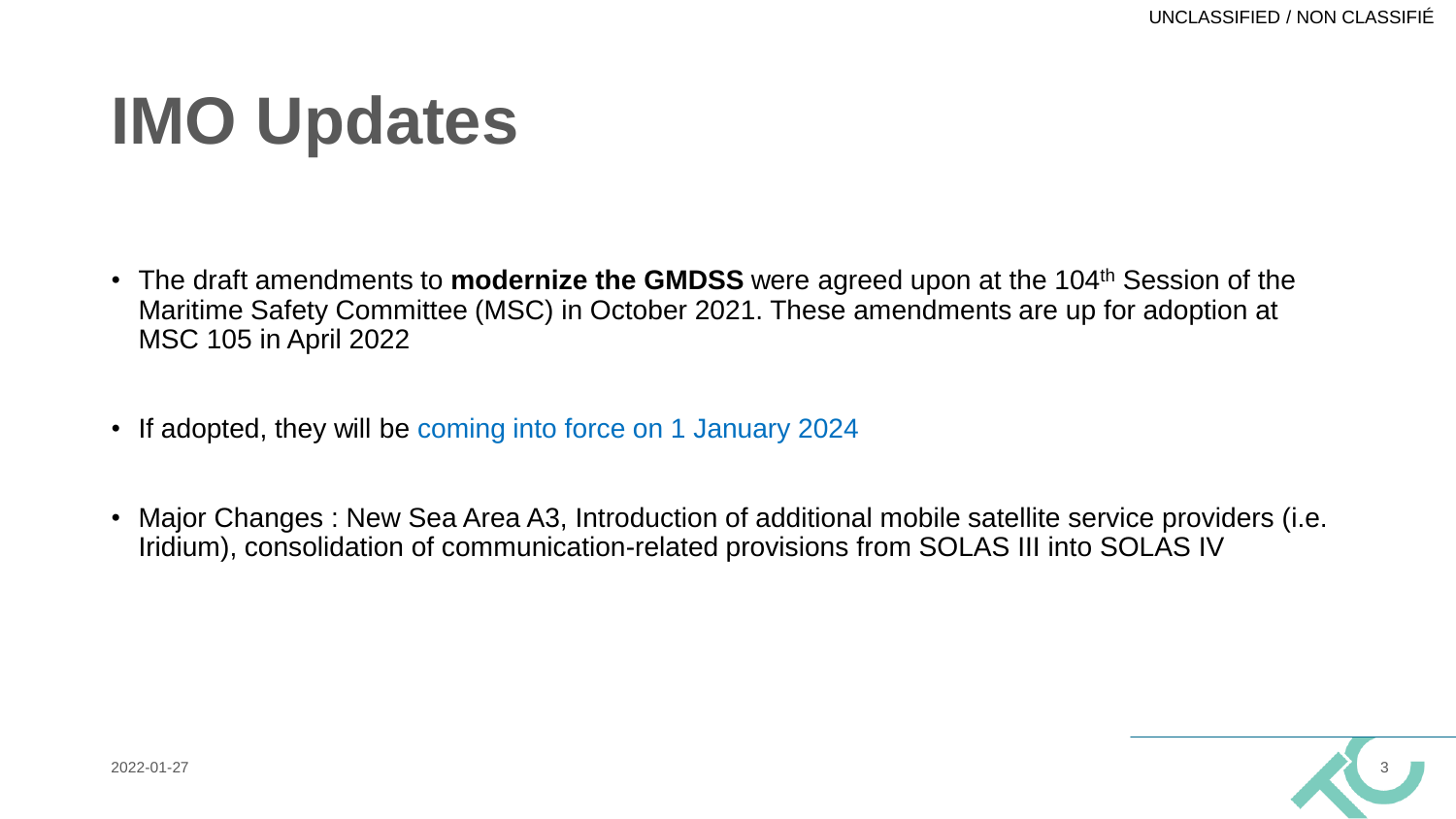# IMO Updates

- The draft amendments to **modernize the GMDSS** were agreed upon at the 104th Session of the Maritime Safety Committee (MSC) in October 2021. These amendments are up for adoption at MSC 105 in April 2022
- If adopted, they will be coming into force on 1 January 2024
- Major Changes : New Sea Area A3, Introduction of additional mobile satellite service providers (i.e. Iridium), consolidation of communication-related provisions from SOLAS III into SOLAS IV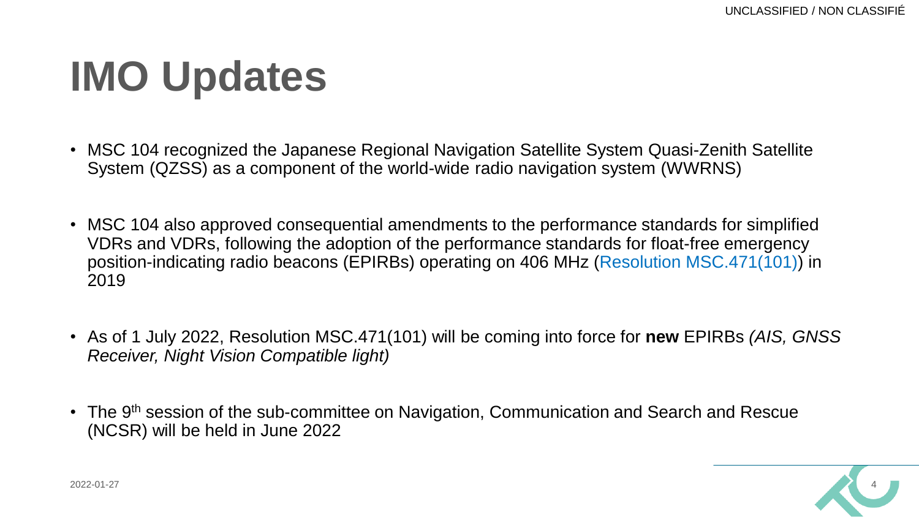# IMO Updates

- MSC 104 recognized the Japanese Regional Navigation Satellite System Quasi-Zenith Satellite System (QZSS) as a component of the world-wide radio navigation system (WWRNS)
- MSC 104 also approved consequential amendments to the performance standards for simplified VDRs and VDRs, following the adoption of the performance standards for float-free emergency position-indicating radio beacons (EPIRBs) operating on 406 MHz (Resolution MSC.471(101)) in 2019
- As of 1 July 2022, Resolution MSC.471(101) will be coming into force for **new** EPIRBs *(AIS, GNSS Receiver, Night Vision Compatible light)*
- The 9th session of the sub-committee on Navigation, Communication and Search and Rescue (NCSR) will be held in June 2022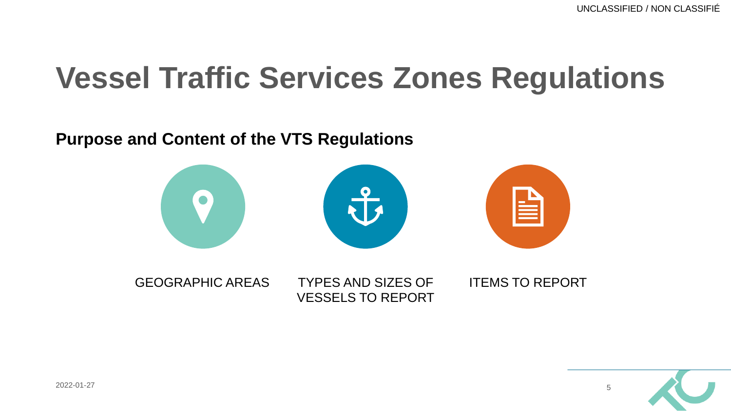# Vessel Traffic Services Zones Regulations

## Purpose and Content of the VTS Regulations

- GEOGRAPHIC AREAS
- TYPES AND SIZES OF VESSELS TO REPORT
- ITEMS TO REPORT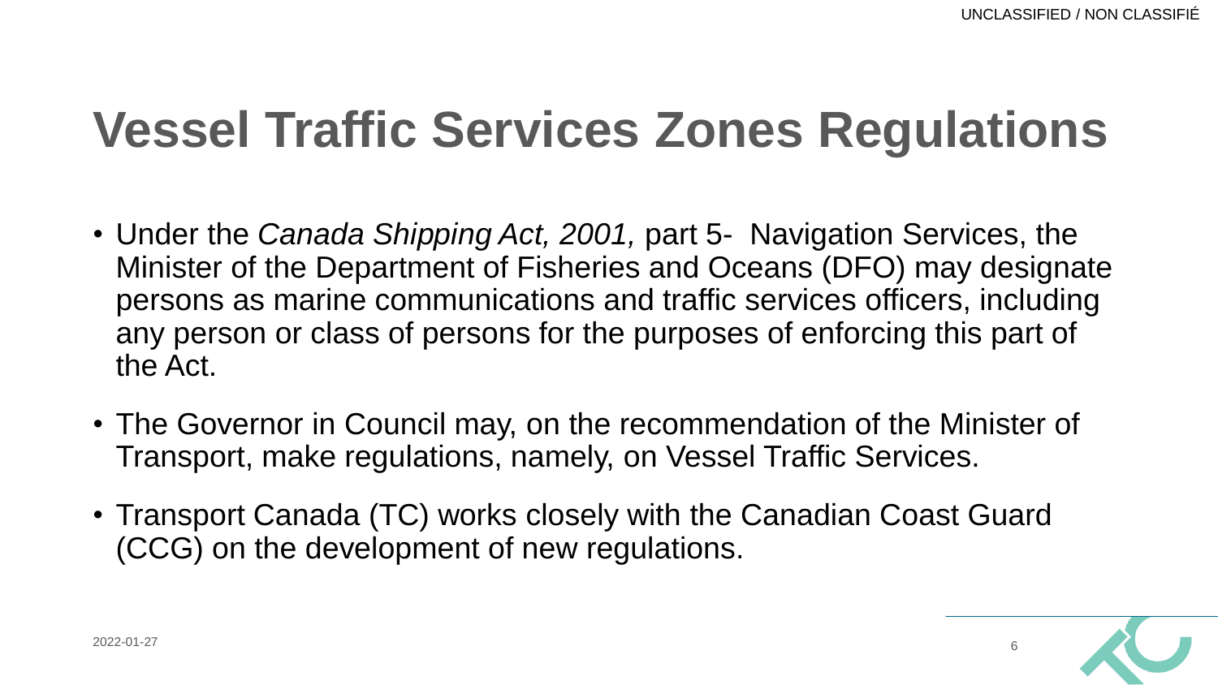# Vessel Traffic Services Zones Regulations

- Under the *Canada Shipping Act, 2001,* part 5- Navigation Services, the Minister of the Department of Fisheries and Oceans (DFO) may designate persons as marine communications and traffic services officers, including any person or class of persons for the purposes of enforcing this part of the Act.
- The Governor in Council may, on the recommendation of the Minister of Transport, make regulations, namely, on Vessel Traffic Services.
- Transport Canada (TC) works closely with the Canadian Coast Guard (CCG) on the development of new regulations.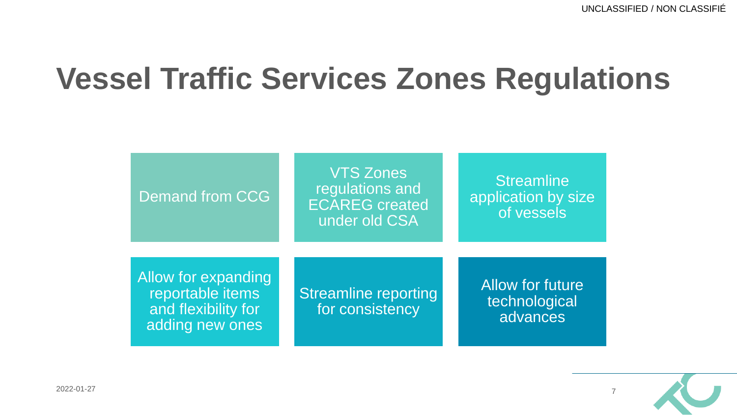# Vessel Traffic Services Zones Regulations

- Demand from CCG
- VTS Zones regulations and ECAREG created under old CSA
- Streamline application by size of vessels
- Allow for expanding reportable items and flexibility for adding new ones
- Streamline reporting for consistency
- Allow for future technological advances

2022-01-27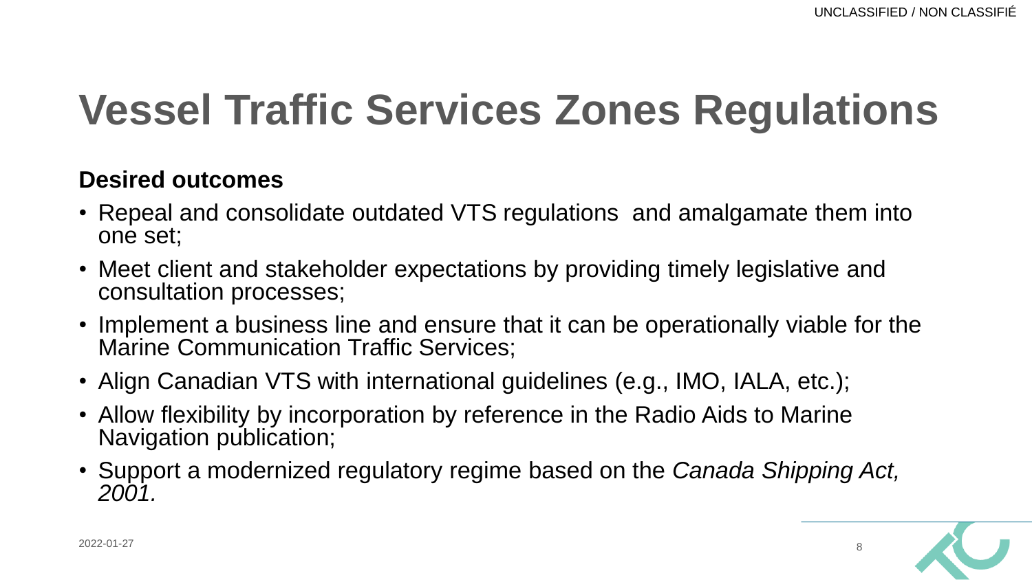# Vessel Traffic Services Zones Regulations

**Desired outcomes**

- Repeal and consolidate outdated VTS regulations and amalgamate them into one set;
- Meet client and stakeholder expectations by providing timely legislative and consultation processes;
- Implement a business line and ensure that it can be operationally viable for the Marine Communication Traffic Services;
- Align Canadian VTS with international guidelines (e.g., IMO, IALA, etc.);
- Allow flexibility by incorporation by reference in the Radio Aids to Marine Navigation publication;
- Support a modernized regulatory regime based on the *Canada Shipping Act, 2001.*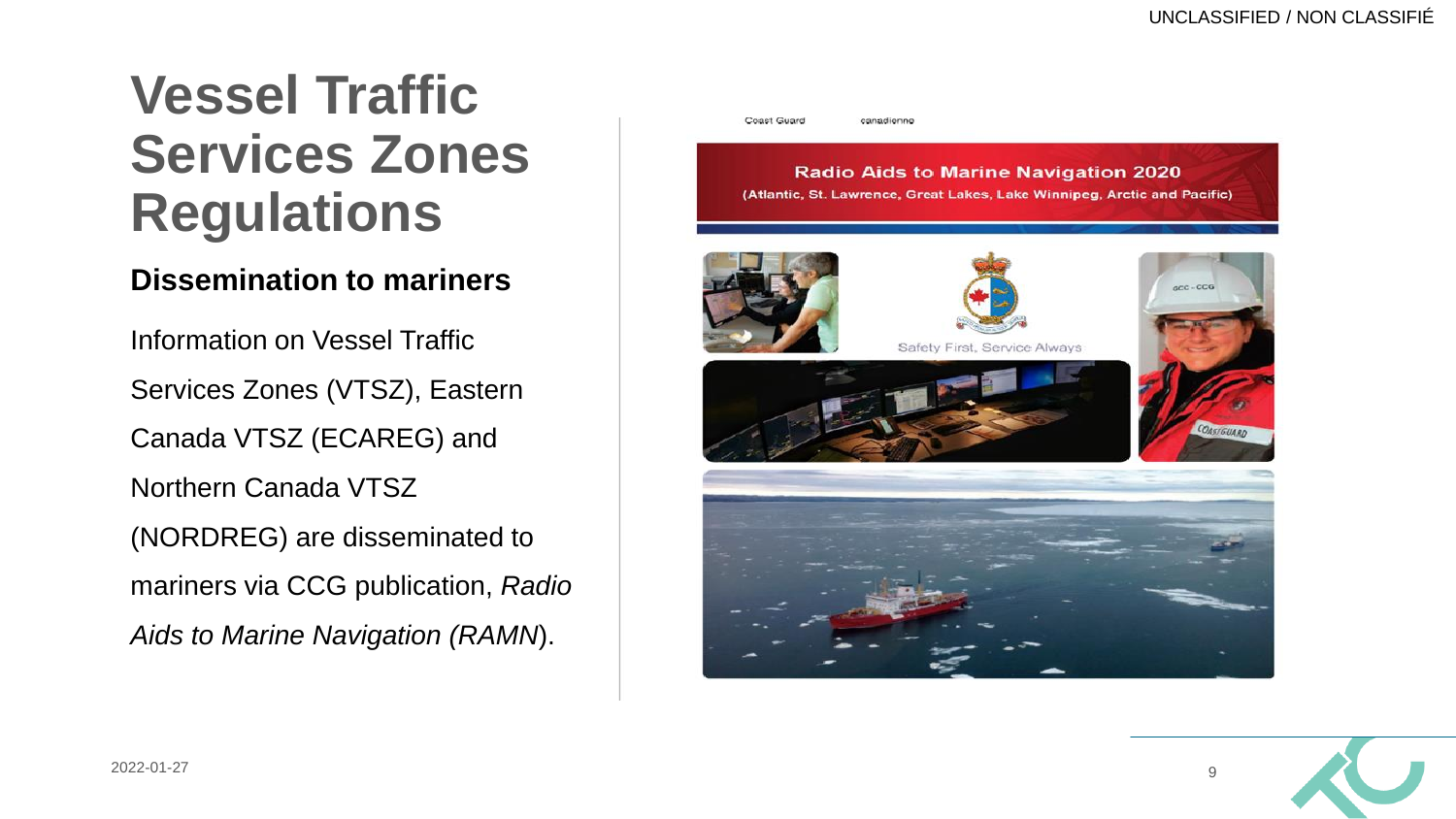# Vessel Traffic Services Zones Regulations

## Dissemination to mariners

Information on Vessel Traffic Services Zones (VTSZ), Eastern Canada VTSZ (ECAREG) and Northern Canada VTSZ (NORDREG) are disseminated to mariners via CCG publication, *Radio Aids to Marine Navigation (RAMN*).

Coast Guard canadienne

**Radio Aids to Marine Navigation 2020**

**(Atlantic, St. Lawrence, Great Lakes, Lake Winnipeg, Arctic and Pacific)**

Safety First, Service Always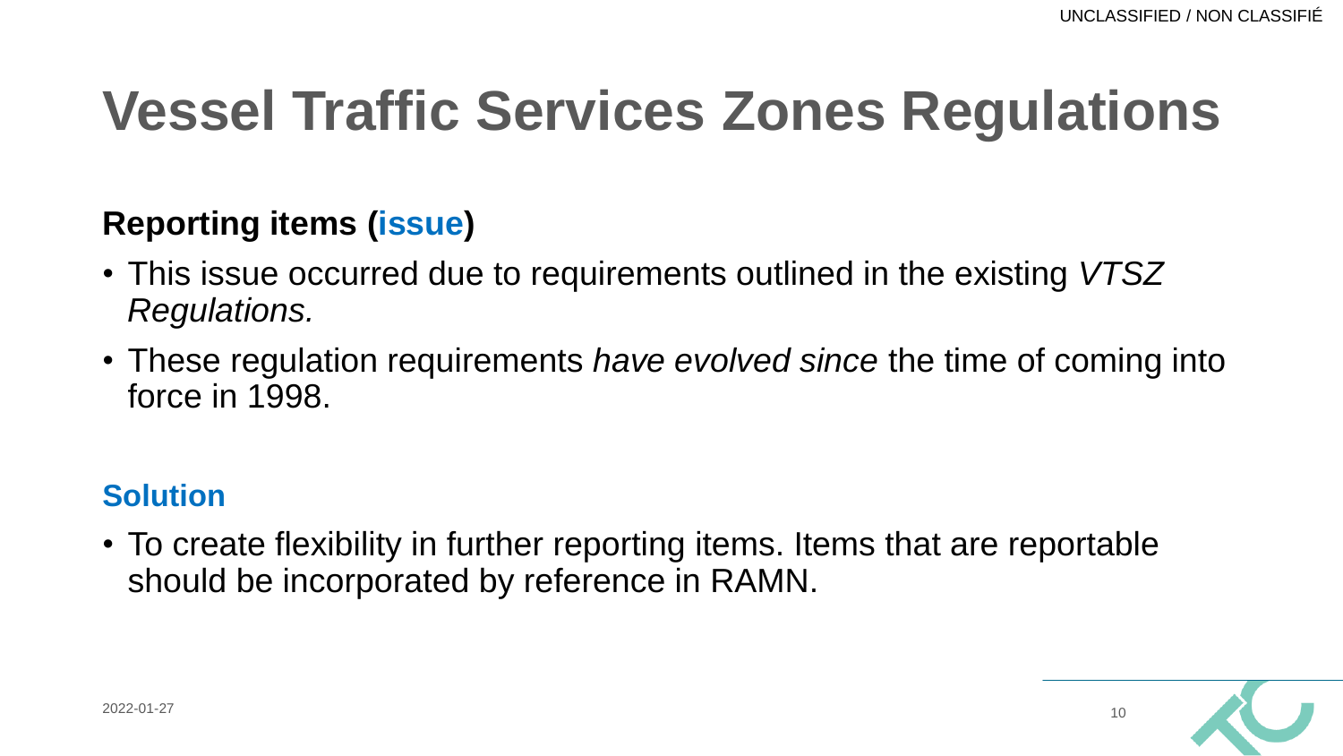# Vessel Traffic Services Zones Regulations

**Reporting items (issue)**

- This issue occurred due to requirements outlined in the existing *VTSZ Regulations.*
- These regulation requirements *have evolved since* the time of coming into force in 1998.

**Solution**

- To create flexibility in further reporting items. Items that are reportable should be incorporated by reference in RAMN.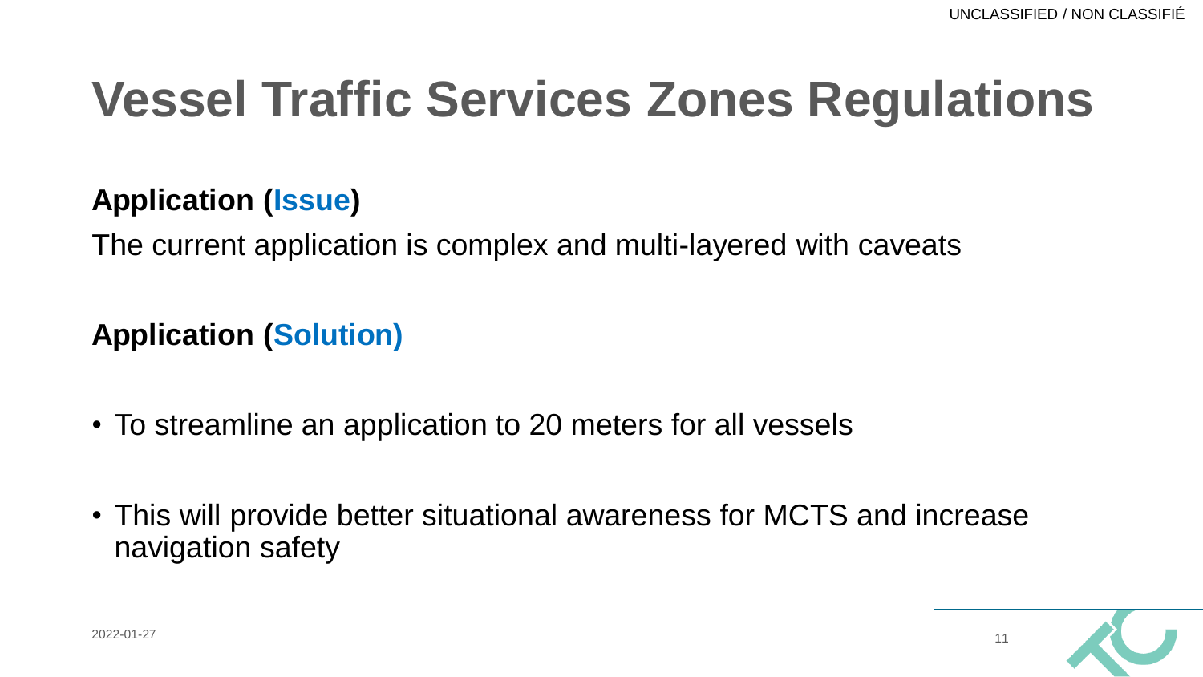# Vessel Traffic Services Zones Regulations

**Application (Issue)**

The current application is complex and multi-layered with caveats

**Application (Solution)**

- To streamline an application to 20 meters for all vessels
- This will provide better situational awareness for MCTS and increase navigation safety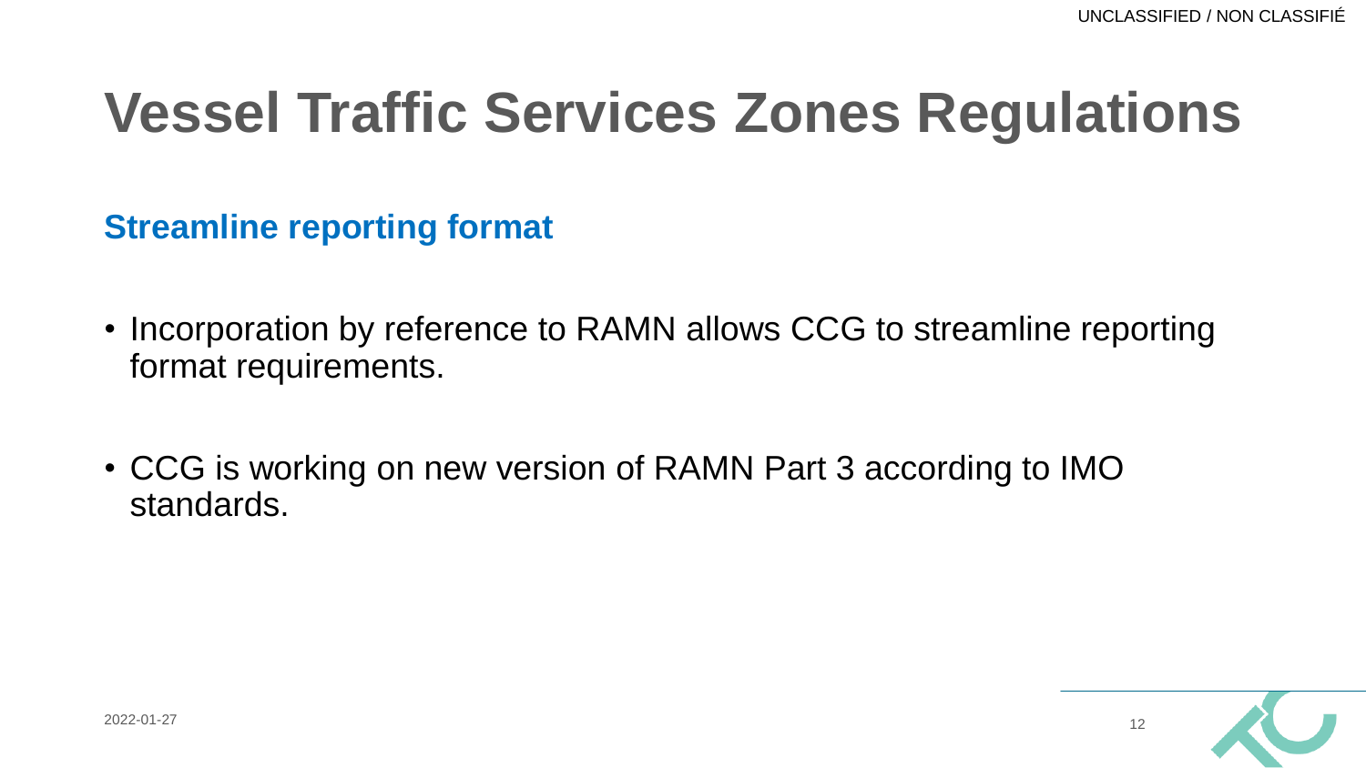# Vessel Traffic Services Zones Regulations

## Streamline reporting format

- Incorporation by reference to RAMN allows CCG to streamline reporting format requirements.
- CCG is working on new version of RAMN Part 3 according to IMO standards.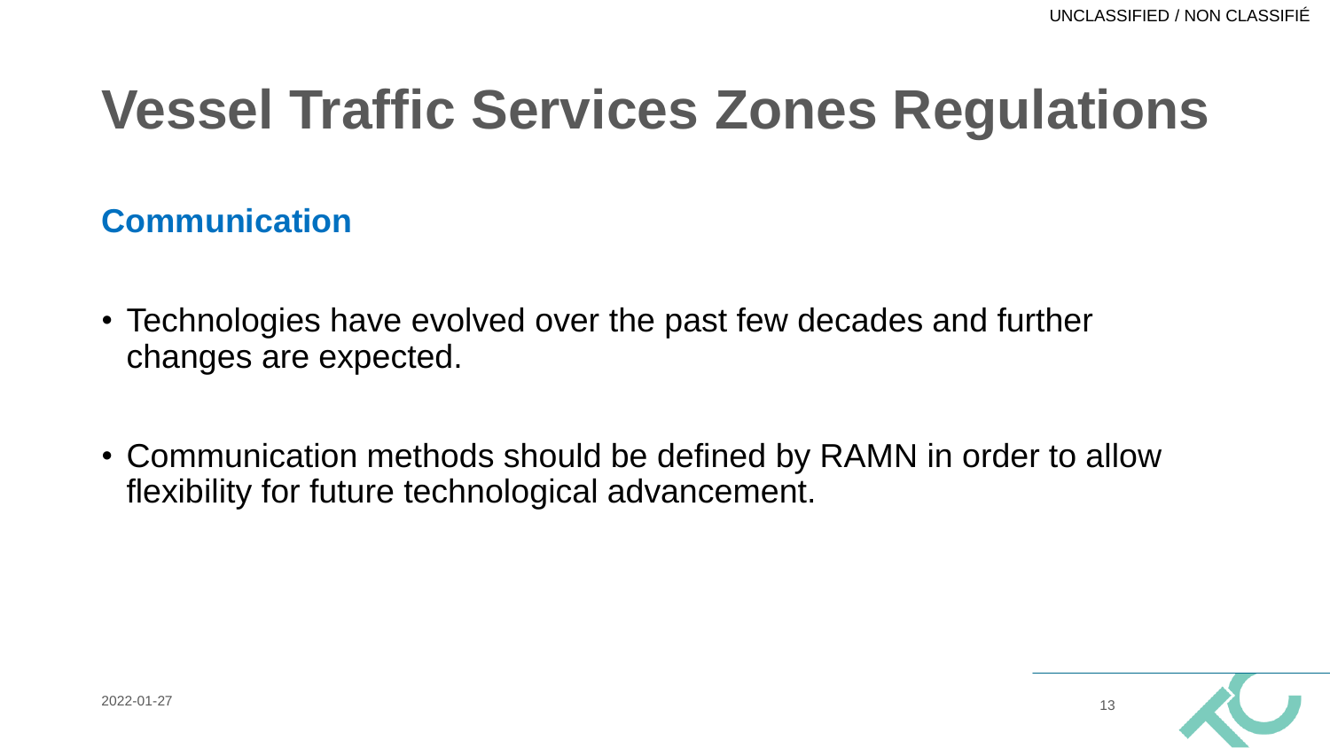# Vessel Traffic Services Zones Regulations

## Communication

- Technologies have evolved over the past few decades and further changes are expected.
- Communication methods should be defined by RAMN in order to allow flexibility for future technological advancement.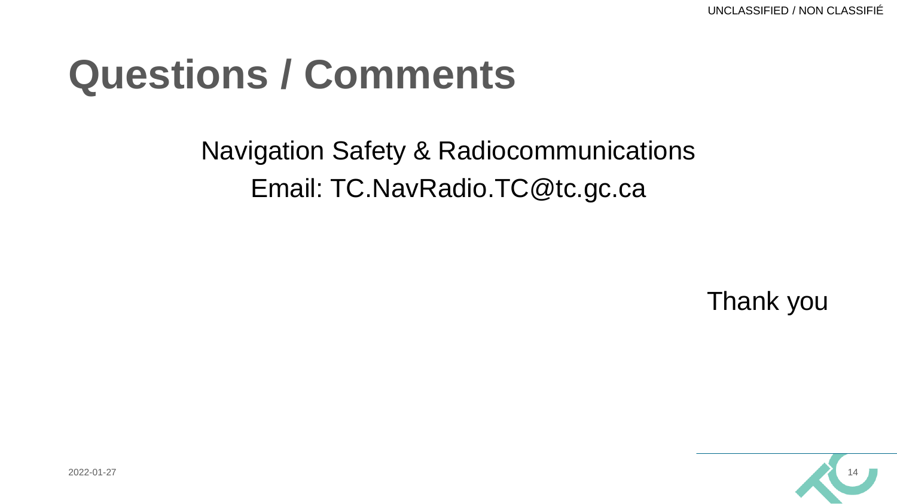# Questions / Comments

Navigation Safety & Radiocommunications

Email: TC.NavRadio.TC@tc.gc.ca

Thank you